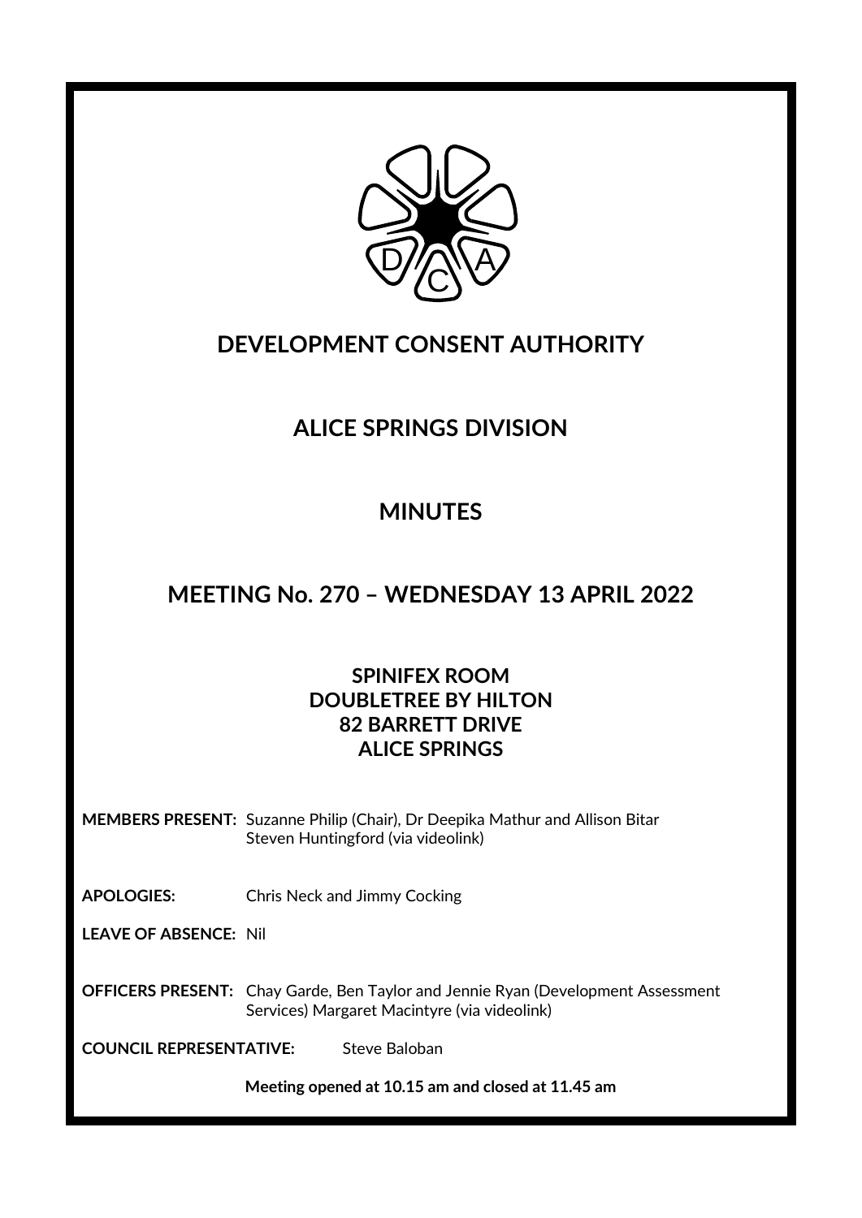# DEVELOPMENT CONSENT AUTHORITY

## ALICE SPRINGS DIVISION

## MINUTES

## MEETING No. 270 – WEDNESDAY 13 APRIL 2022

**SPINIFEX ROOM**
**DOUBLETREE BY HILTON**
**82 BARRETT DRIVE**
**ALICE SPRINGS**

**MEMBERS PRESENT:** Suzanne Philip (Chair), Dr Deepika Mathur and Allison Bitar
Steven Huntingford (via videolink)

**APOLOGIES:** Chris Neck and Jimmy Cocking

**LEAVE OF ABSENCE:** Nil

**OFFICERS PRESENT:** Chay Garde, Ben Taylor and Jennie Ryan (Development Assessment Services) Margaret Macintyre (via videolink)

**COUNCIL REPRESENTATIVE:** Steve Baloban

**Meeting opened at 10.15 am and closed at 11.45 am**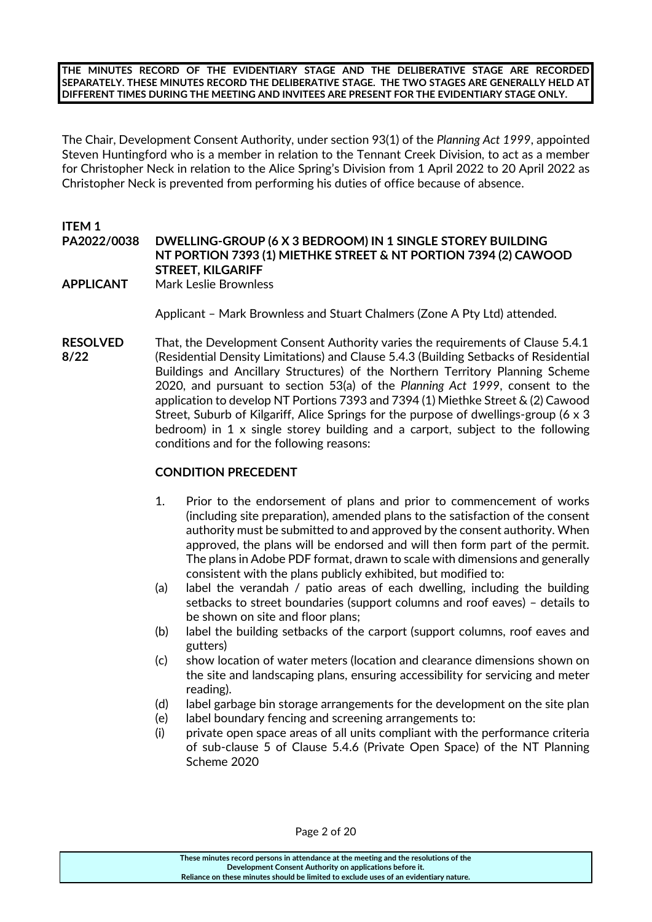**THE MINUTES RECORD OF THE EVIDENTIARY STAGE AND THE DELIBERATIVE STAGE ARE RECORDED SEPARATELY. THESE MINUTES RECORD THE DELIBERATIVE STAGE. THE TWO STAGES ARE GENERALLY HELD AT DIFFERENT TIMES DURING THE MEETING AND INVITEES ARE PRESENT FOR THE EVIDENTIARY STAGE ONLY.**

The Chair, Development Consent Authority, under section 93(1) of the *Planning Act 1999*, appointed Steven Huntingford who is a member in relation to the Tennant Creek Division, to act as a member for Christopher Neck in relation to the Alice Spring's Division from 1 April 2022 to 20 April 2022 as Christopher Neck is prevented from performing his duties of office because of absence.

**ITEM 1**

**PA2022/0038 DWELLING-GROUP (6 X 3 BEDROOM) IN 1 SINGLE STOREY BUILDING NT PORTION 7393 (1) MIETHKE STREET & NT PORTION 7394 (2) CAWOOD STREET, KILGARIFF**

**APPLICANT** Mark Leslie Brownless

Applicant – Mark Brownless and Stuart Chalmers (Zone A Pty Ltd) attended.

**RESOLVED 8/22**

That, the Development Consent Authority varies the requirements of Clause 5.4.1 (Residential Density Limitations) and Clause 5.4.3 (Building Setbacks of Residential Buildings and Ancillary Structures) of the Northern Territory Planning Scheme 2020, and pursuant to section 53(a) of the *Planning Act 1999*, consent to the application to develop NT Portions 7393 and 7394 (1) Miethke Street & (2) Cawood Street, Suburb of Kilgariff, Alice Springs for the purpose of dwellings-group (6 x 3 bedroom) in 1 x single storey building and a carport, subject to the following conditions and for the following reasons:

**CONDITION PRECEDENT**

1. Prior to the endorsement of plans and prior to commencement of works (including site preparation), amended plans to the satisfaction of the consent authority must be submitted to and approved by the consent authority. When approved, the plans will be endorsed and will then form part of the permit. The plans in Adobe PDF format, drawn to scale with dimensions and generally consistent with the plans publicly exhibited, but modified to:

(a) label the verandah / patio areas of each dwelling, including the building setbacks to street boundaries (support columns and roof eaves) – details to be shown on site and floor plans;

(b) label the building setbacks of the carport (support columns, roof eaves and gutters)

(c) show location of water meters (location and clearance dimensions shown on the site and landscaping plans, ensuring accessibility for servicing and meter reading).

(d) label garbage bin storage arrangements for the development on the site plan

(e) label boundary fencing and screening arrangements to:

(i) private open space areas of all units compliant with the performance criteria of sub-clause 5 of Clause 5.4.6 (Private Open Space) of the NT Planning Scheme 2020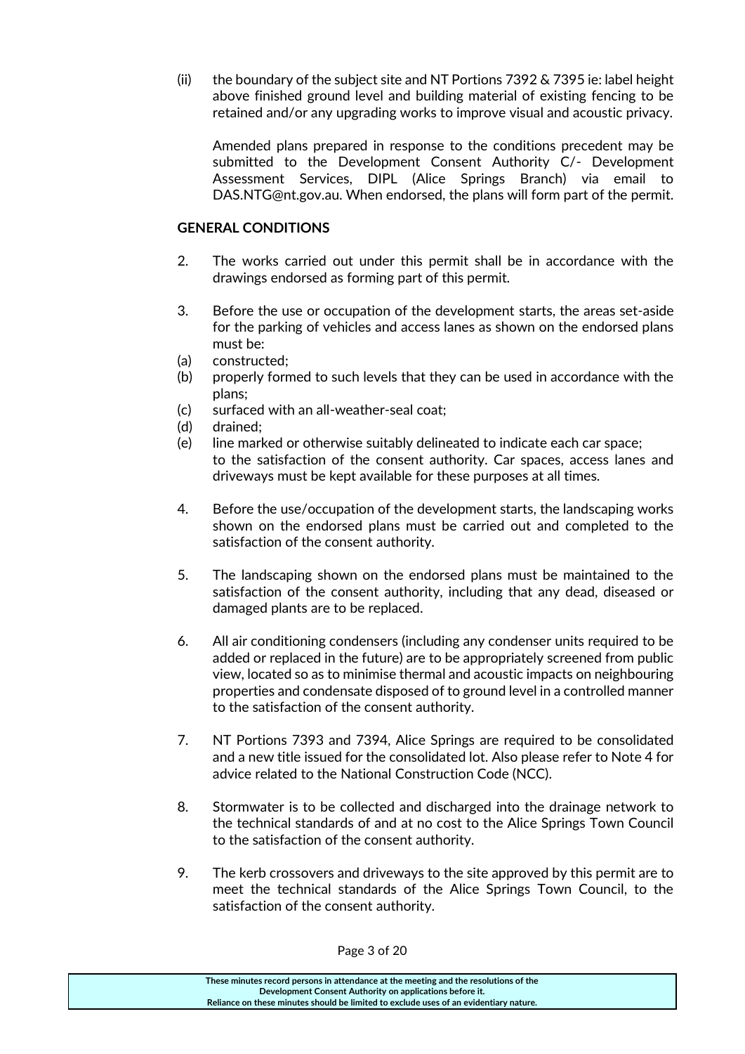(ii) the boundary of the subject site and NT Portions 7392 & 7395 ie: label height above finished ground level and building material of existing fencing to be retained and/or any upgrading works to improve visual and acoustic privacy.

Amended plans prepared in response to the conditions precedent may be submitted to the Development Consent Authority C/- Development Assessment Services, DIPL (Alice Springs Branch) via email to DAS.NTG@nt.gov.au. When endorsed, the plans will form part of the permit.

**GENERAL CONDITIONS**

2. The works carried out under this permit shall be in accordance with the drawings endorsed as forming part of this permit.

3. Before the use or occupation of the development starts, the areas set-aside for the parking of vehicles and access lanes as shown on the endorsed plans must be:
(a) constructed;
(b) properly formed to such levels that they can be used in accordance with the plans;
(c) surfaced with an all-weather-seal coat;
(d) drained;
(e) line marked or otherwise suitably delineated to indicate each car space;
to the satisfaction of the consent authority. Car spaces, access lanes and driveways must be kept available for these purposes at all times.

4. Before the use/occupation of the development starts, the landscaping works shown on the endorsed plans must be carried out and completed to the satisfaction of the consent authority.

5. The landscaping shown on the endorsed plans must be maintained to the satisfaction of the consent authority, including that any dead, diseased or damaged plants are to be replaced.

6. All air conditioning condensers (including any condenser units required to be added or replaced in the future) are to be appropriately screened from public view, located so as to minimise thermal and acoustic impacts on neighbouring properties and condensate disposed of to ground level in a controlled manner to the satisfaction of the consent authority.

7. NT Portions 7393 and 7394, Alice Springs are required to be consolidated and a new title issued for the consolidated lot. Also please refer to Note 4 for advice related to the National Construction Code (NCC).

8. Stormwater is to be collected and discharged into the drainage network to the technical standards of and at no cost to the Alice Springs Town Council to the satisfaction of the consent authority.

9. The kerb crossovers and driveways to the site approved by this permit are to meet the technical standards of the Alice Springs Town Council, to the satisfaction of the consent authority.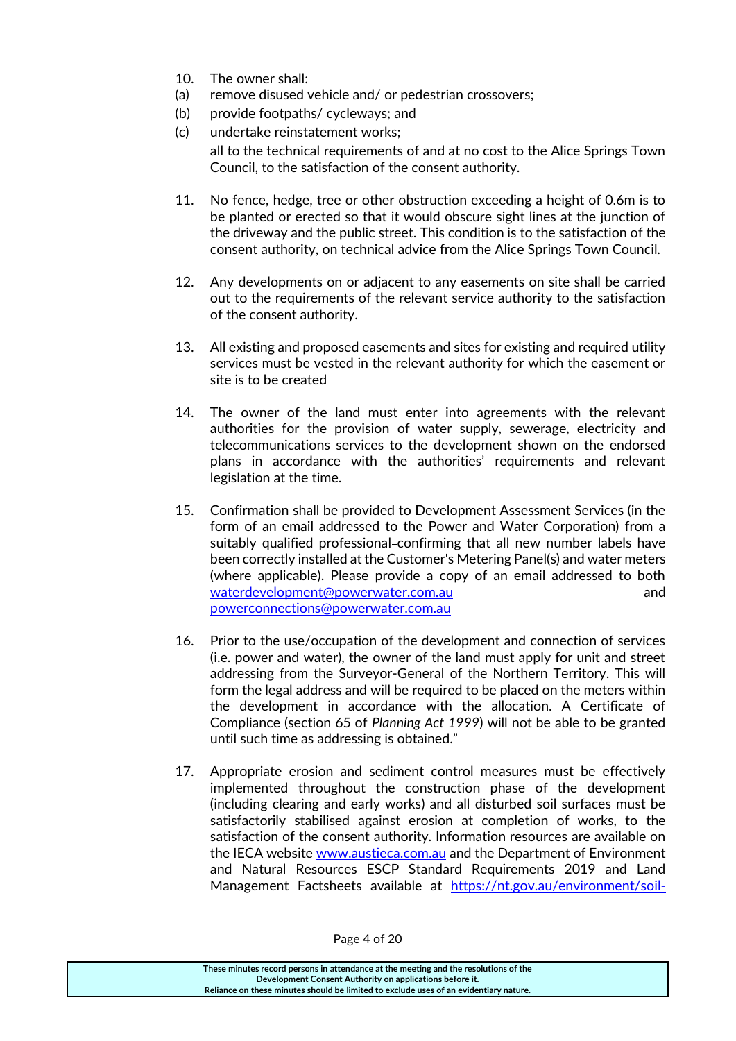10. The owner shall:

(a) remove disused vehicle and/ or pedestrian crossovers;

(b) provide footpaths/ cycleways; and

(c) undertake reinstatement works;

all to the technical requirements of and at no cost to the Alice Springs Town Council, to the satisfaction of the consent authority.

11. No fence, hedge, tree or other obstruction exceeding a height of 0.6m is to be planted or erected so that it would obscure sight lines at the junction of the driveway and the public street. This condition is to the satisfaction of the consent authority, on technical advice from the Alice Springs Town Council.

12. Any developments on or adjacent to any easements on site shall be carried out to the requirements of the relevant service authority to the satisfaction of the consent authority.

13. All existing and proposed easements and sites for existing and required utility services must be vested in the relevant authority for which the easement or site is to be created

14. The owner of the land must enter into agreements with the relevant authorities for the provision of water supply, sewerage, electricity and telecommunications services to the development shown on the endorsed plans in accordance with the authorities' requirements and relevant legislation at the time.

15. Confirmation shall be provided to Development Assessment Services (in the form of an email addressed to the Power and Water Corporation) from a suitably qualified professional confirming that all new number labels have been correctly installed at the Customer's Metering Panel(s) and water meters (where applicable). Please provide a copy of an email addressed to both waterdevelopment@powerwater.com.au and powerconnections@powerwater.com.au

16. Prior to the use/occupation of the development and connection of services (i.e. power and water), the owner of the land must apply for unit and street addressing from the Surveyor-General of the Northern Territory. This will form the legal address and will be required to be placed on the meters within the development in accordance with the allocation. A Certificate of Compliance (section 65 of *Planning Act 1999*) will not be able to be granted until such time as addressing is obtained."

17. Appropriate erosion and sediment control measures must be effectively implemented throughout the construction phase of the development (including clearing and early works) and all disturbed soil surfaces must be satisfactorily stabilised against erosion at completion of works, to the satisfaction of the consent authority. Information resources are available on the IECA website www.austieca.com.au and the Department of Environment and Natural Resources ESCP Standard Requirements 2019 and Land Management Factsheets available at https://nt.gov.au/environment/soil-

These minutes record persons in attendance at the meeting and the resolutions of the Development Consent Authority on applications before it. Reliance on these minutes should be limited to exclude uses of an evidentiary nature.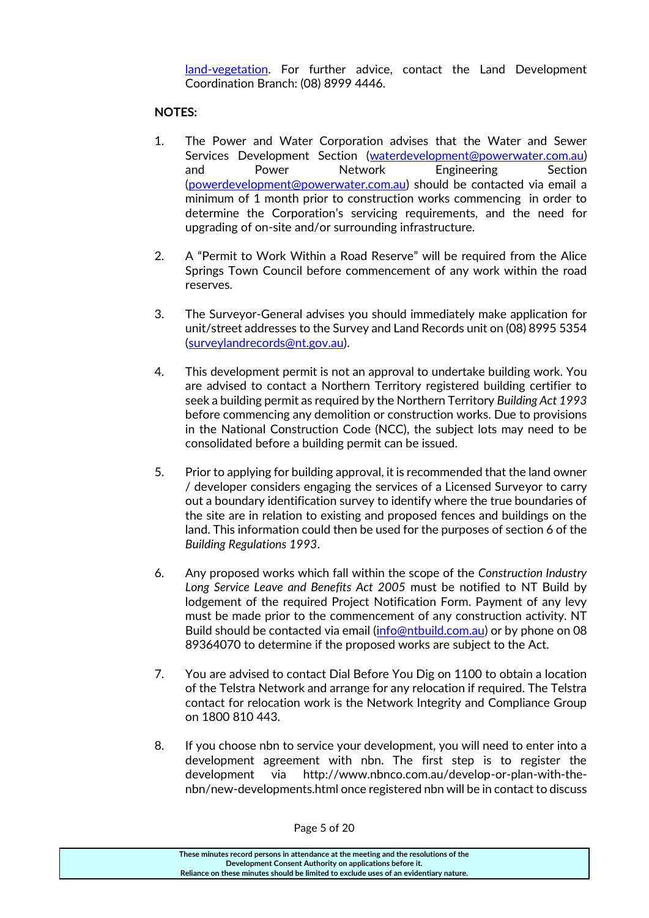land-vegetation. For further advice, contact the Land Development Coordination Branch: (08) 8999 4446.

**NOTES:**

1. The Power and Water Corporation advises that the Water and Sewer Services Development Section (waterdevelopment@powerwater.com.au) and Power Network Engineering Section (powerdevelopment@powerwater.com.au) should be contacted via email a minimum of 1 month prior to construction works commencing in order to determine the Corporation's servicing requirements, and the need for upgrading of on-site and/or surrounding infrastructure.

2. A "Permit to Work Within a Road Reserve" will be required from the Alice Springs Town Council before commencement of any work within the road reserves.

3. The Surveyor-General advises you should immediately make application for unit/street addresses to the Survey and Land Records unit on (08) 8995 5354 (surveylandrecords@nt.gov.au).

4. This development permit is not an approval to undertake building work. You are advised to contact a Northern Territory registered building certifier to seek a building permit as required by the Northern Territory *Building Act 1993* before commencing any demolition or construction works. Due to provisions in the National Construction Code (NCC), the subject lots may need to be consolidated before a building permit can be issued.

5. Prior to applying for building approval, it is recommended that the land owner / developer considers engaging the services of a Licensed Surveyor to carry out a boundary identification survey to identify where the true boundaries of the site are in relation to existing and proposed fences and buildings on the land. This information could then be used for the purposes of section 6 of the *Building Regulations 1993*.

6. Any proposed works which fall within the scope of the *Construction Industry Long Service Leave and Benefits Act 2005* must be notified to NT Build by lodgement of the required Project Notification Form. Payment of any levy must be made prior to the commencement of any construction activity. NT Build should be contacted via email (info@ntbuild.com.au) or by phone on 08 89364070 to determine if the proposed works are subject to the Act.

7. You are advised to contact Dial Before You Dig on 1100 to obtain a location of the Telstra Network and arrange for any relocation if required. The Telstra contact for relocation work is the Network Integrity and Compliance Group on 1800 810 443.

8. If you choose nbn to service your development, you will need to enter into a development agreement with nbn. The first step is to register the development via http://www.nbnco.com.au/develop-or-plan-with-the-nbn/new-developments.html once registered nbn will be in contact to discuss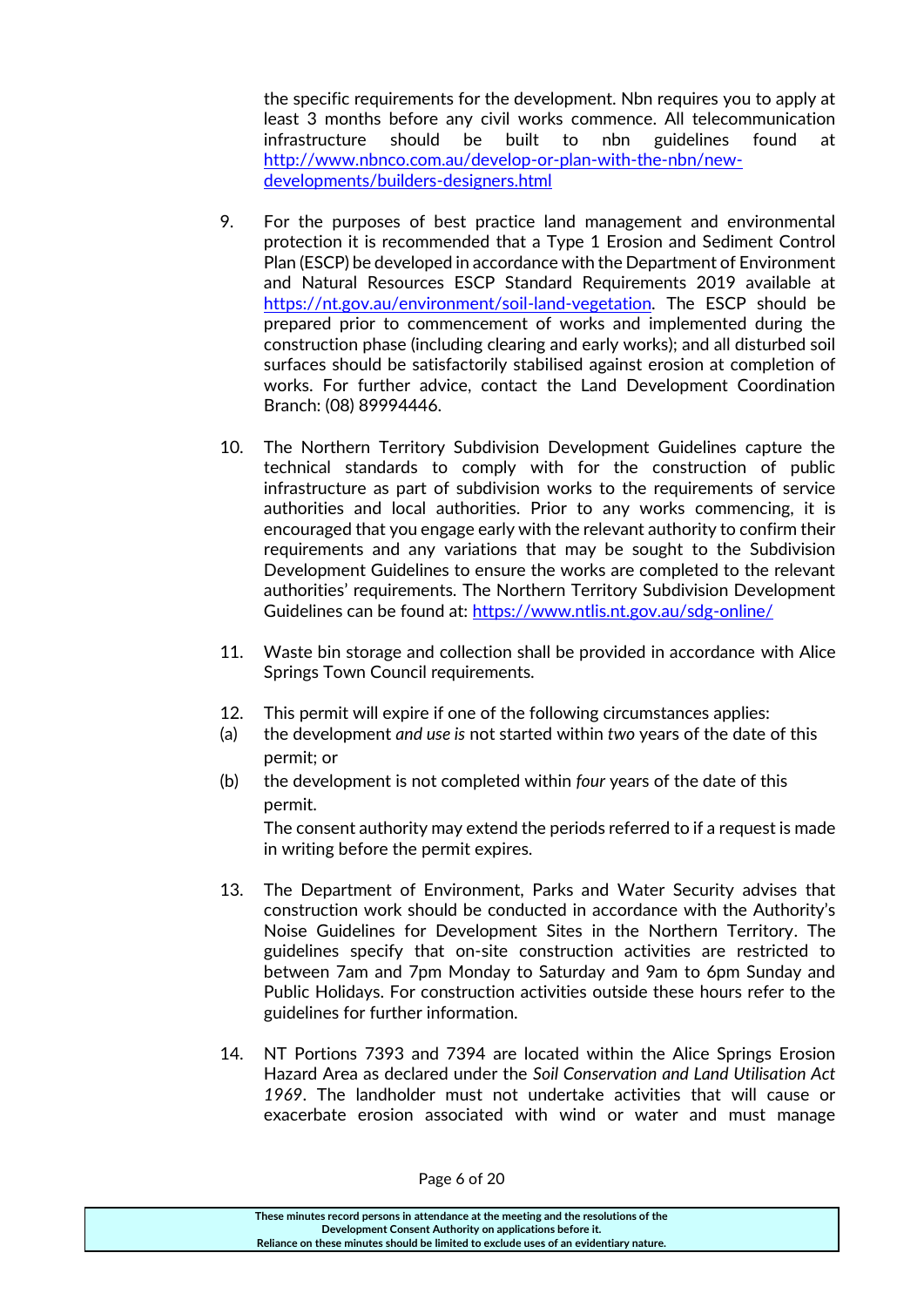the specific requirements for the development. Nbn requires you to apply at least 3 months before any civil works commence. All telecommunication infrastructure should be built to nbn guidelines found at http://www.nbnco.com.au/develop-or-plan-with-the-nbn/new-developments/builders-designers.html

9. For the purposes of best practice land management and environmental protection it is recommended that a Type 1 Erosion and Sediment Control Plan (ESCP) be developed in accordance with the Department of Environment and Natural Resources ESCP Standard Requirements 2019 available at https://nt.gov.au/environment/soil-land-vegetation. The ESCP should be prepared prior to commencement of works and implemented during the construction phase (including clearing and early works); and all disturbed soil surfaces should be satisfactorily stabilised against erosion at completion of works. For further advice, contact the Land Development Coordination Branch: (08) 89994446.

10. The Northern Territory Subdivision Development Guidelines capture the technical standards to comply with for the construction of public infrastructure as part of subdivision works to the requirements of service authorities and local authorities. Prior to any works commencing, it is encouraged that you engage early with the relevant authority to confirm their requirements and any variations that may be sought to the Subdivision Development Guidelines to ensure the works are completed to the relevant authorities' requirements. The Northern Territory Subdivision Development Guidelines can be found at: https://www.ntlis.nt.gov.au/sdg-online/

11. Waste bin storage and collection shall be provided in accordance with Alice Springs Town Council requirements.

12. This permit will expire if one of the following circumstances applies:

(a) the development *and use is* not started within *two* years of the date of this permit; or

(b) the development is not completed within *four* years of the date of this permit.

The consent authority may extend the periods referred to if a request is made in writing before the permit expires.

13. The Department of Environment, Parks and Water Security advises that construction work should be conducted in accordance with the Authority's Noise Guidelines for Development Sites in the Northern Territory. The guidelines specify that on-site construction activities are restricted to between 7am and 7pm Monday to Saturday and 9am to 6pm Sunday and Public Holidays. For construction activities outside these hours refer to the guidelines for further information.

14. NT Portions 7393 and 7394 are located within the Alice Springs Erosion Hazard Area as declared under the *Soil Conservation and Land Utilisation Act 1969*. The landholder must not undertake activities that will cause or exacerbate erosion associated with wind or water and must manage

These minutes record persons in attendance at the meeting and the resolutions of the Development Consent Authority on applications before it.
Reliance on these minutes should be limited to exclude uses of an evidentiary nature.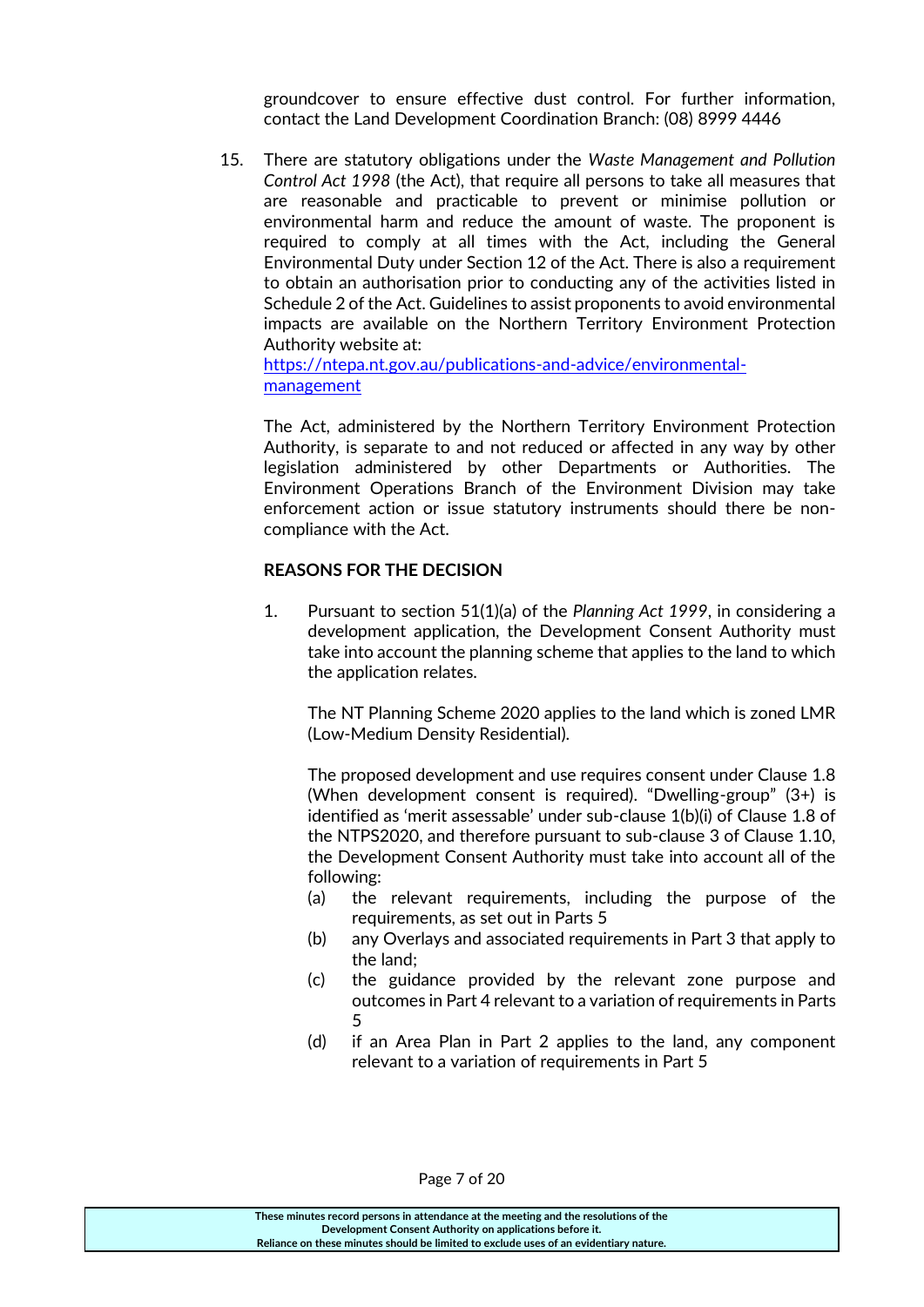groundcover to ensure effective dust control. For further information, contact the Land Development Coordination Branch: (08) 8999 4446

15. There are statutory obligations under the *Waste Management and Pollution Control Act 1998* (the Act), that require all persons to take all measures that are reasonable and practicable to prevent or minimise pollution or environmental harm and reduce the amount of waste. The proponent is required to comply at all times with the Act, including the General Environmental Duty under Section 12 of the Act. There is also a requirement to obtain an authorisation prior to conducting any of the activities listed in Schedule 2 of the Act. Guidelines to assist proponents to avoid environmental impacts are available on the Northern Territory Environment Protection Authority website at: [https://ntepa.nt.gov.au/publications-and-advice/environmental-management](https://ntepa.nt.gov.au/publications-and-advice/environmental-management)

    The Act, administered by the Northern Territory Environment Protection Authority, is separate to and not reduced or affected in any way by other legislation administered by other Departments or Authorities. The Environment Operations Branch of the Environment Division may take enforcement action or issue statutory instruments should there be non-compliance with the Act.

**REASONS FOR THE DECISION**

1. Pursuant to section 51(1)(a) of the *Planning Act 1999*, in considering a development application, the Development Consent Authority must take into account the planning scheme that applies to the land to which the application relates.

   The NT Planning Scheme 2020 applies to the land which is zoned LMR (Low-Medium Density Residential).

   The proposed development and use requires consent under Clause 1.8 (When development consent is required). "Dwelling-group" (3+) is identified as 'merit assessable' under sub-clause 1(b)(i) of Clause 1.8 of the NTPS2020, and therefore pursuant to sub-clause 3 of Clause 1.10, the Development Consent Authority must take into account all of the following:

   (a) the relevant requirements, including the purpose of the requirements, as set out in Parts 5
   (b) any Overlays and associated requirements in Part 3 that apply to the land;
   (c) the guidance provided by the relevant zone purpose and outcomes in Part 4 relevant to a variation of requirements in Parts 5
   (d) if an Area Plan in Part 2 applies to the land, any component relevant to a variation of requirements in Part 5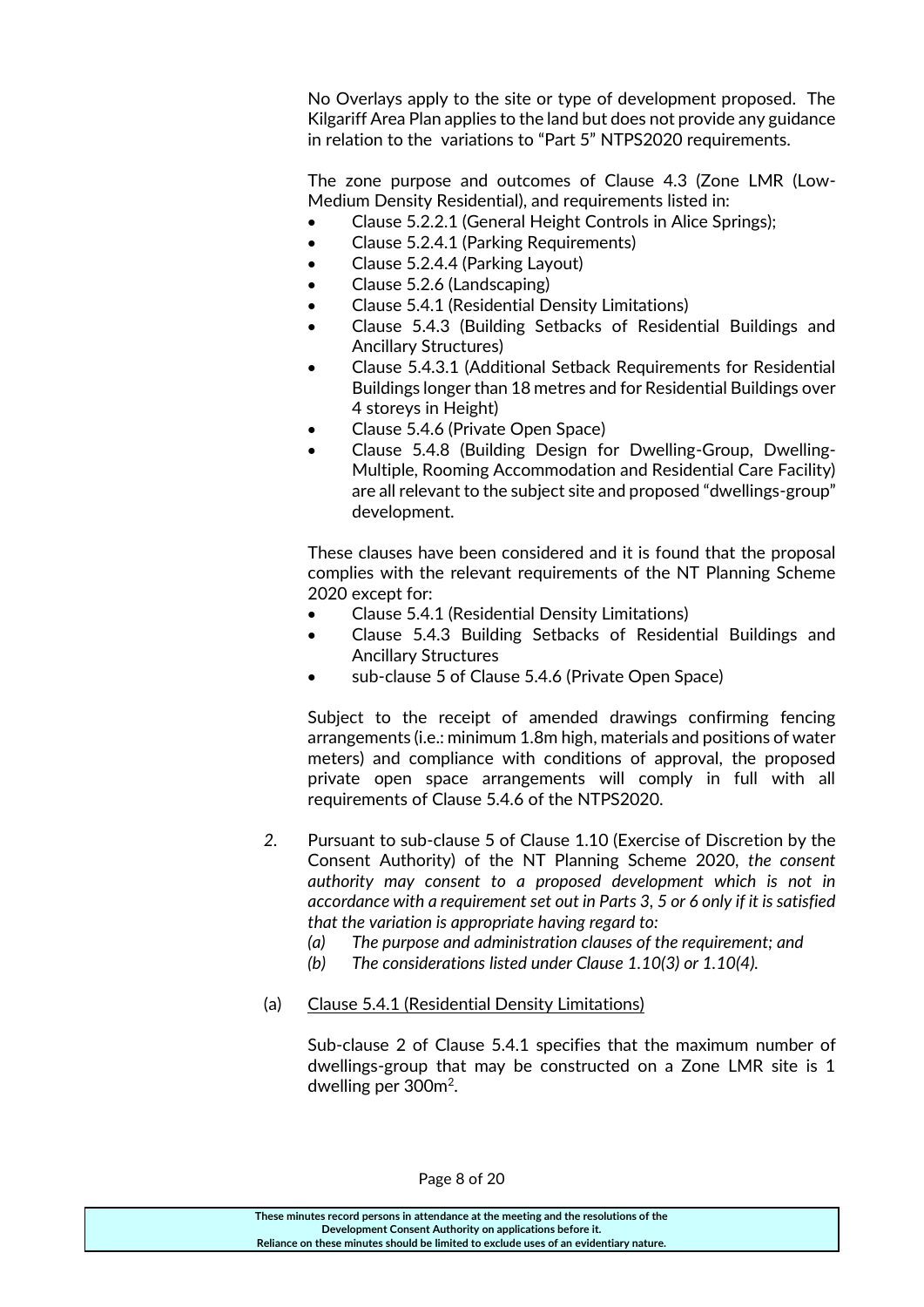No Overlays apply to the site or type of development proposed. The Kilgariff Area Plan applies to the land but does not provide any guidance in relation to the variations to "Part 5" NTPS2020 requirements.

The zone purpose and outcomes of Clause 4.3 (Zone LMR (Low-Medium Density Residential), and requirements listed in:

- Clause 5.2.2.1 (General Height Controls in Alice Springs);
- Clause 5.2.4.1 (Parking Requirements)
- Clause 5.2.4.4 (Parking Layout)
- Clause 5.2.6 (Landscaping)
- Clause 5.4.1 (Residential Density Limitations)
- Clause 5.4.3 (Building Setbacks of Residential Buildings and Ancillary Structures)
- Clause 5.4.3.1 (Additional Setback Requirements for Residential Buildings longer than 18 metres and for Residential Buildings over 4 storeys in Height)
- Clause 5.4.6 (Private Open Space)
- Clause 5.4.8 (Building Design for Dwelling-Group, Dwelling-Multiple, Rooming Accommodation and Residential Care Facility) are all relevant to the subject site and proposed "dwellings-group" development.

These clauses have been considered and it is found that the proposal complies with the relevant requirements of the NT Planning Scheme 2020 except for:

- Clause 5.4.1 (Residential Density Limitations)
- Clause 5.4.3 Building Setbacks of Residential Buildings and Ancillary Structures
- sub-clause 5 of Clause 5.4.6 (Private Open Space)

Subject to the receipt of amended drawings confirming fencing arrangements (i.e.: minimum 1.8m high, materials and positions of water meters) and compliance with conditions of approval, the proposed private open space arrangements will comply in full with all requirements of Clause 5.4.6 of the NTPS2020.

*2.* Pursuant to sub-clause 5 of Clause 1.10 (Exercise of Discretion by the Consent Authority) of the NT Planning Scheme 2020, *the consent authority may consent to a proposed development which is not in accordance with a requirement set out in Parts 3, 5 or 6 only if it is satisfied that the variation is appropriate having regard to:*

*(a) The purpose and administration clauses of the requirement; and*

*(b) The considerations listed under Clause 1.10(3) or 1.10(4).*

(a) Clause 5.4.1 (Residential Density Limitations)

Sub-clause 2 of Clause 5.4.1 specifies that the maximum number of dwellings-group that may be constructed on a Zone LMR site is 1 dwelling per 300m$^2$.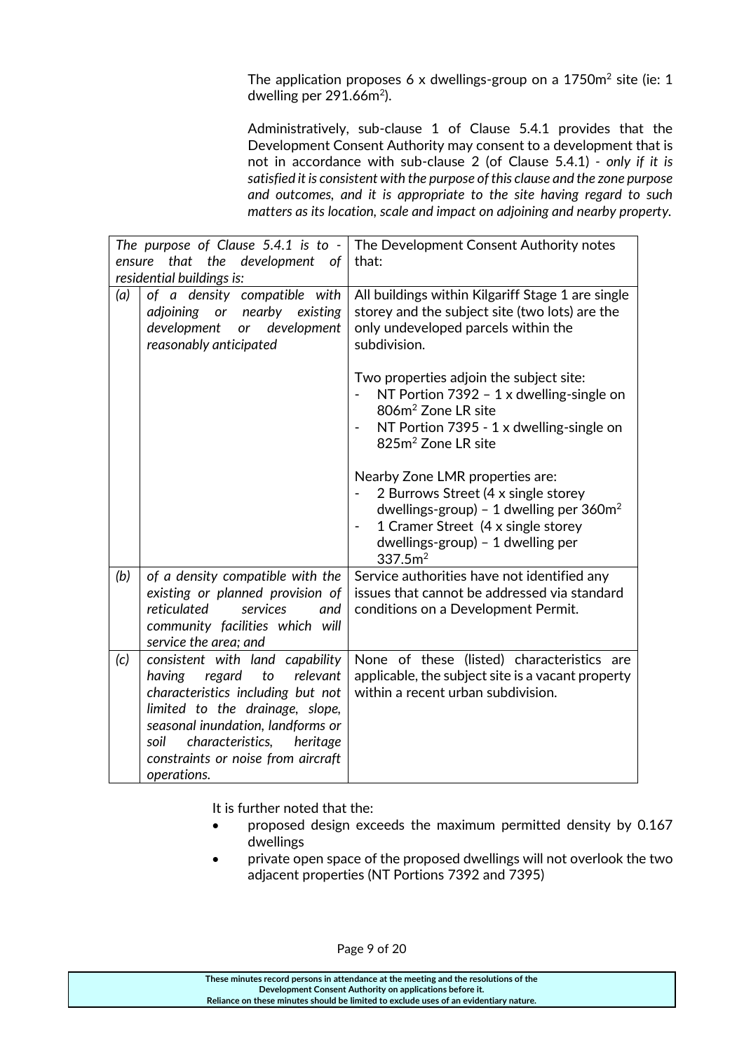The application proposes 6 x dwellings-group on a 1750m$^2$ site (ie: 1 dwelling per 291.66m$^2$).

Administratively, sub-clause 1 of Clause 5.4.1 provides that the Development Consent Authority may consent to a development that is not in accordance with sub-clause 2 (of Clause 5.4.1) - *only if it is satisfied it is consistent with the purpose of this clause and the zone purpose and outcomes, and it is appropriate to the site having regard to such matters as its location, scale and impact on adjoining and nearby property.*

| *The purpose of Clause 5.4.1 is to - ensure that the development of residential buildings is:* | | The Development Consent Authority notes that: |
|---|---|---|
| *(a)* | *of a density compatible with adjoining or nearby existing development or development reasonably anticipated* | All buildings within Kilgariff Stage 1 are single storey and the subject site (two lots) are the only undeveloped parcels within the subdivision.<br><br>Two properties adjoin the subject site:<br>- NT Portion 7392 – 1 x dwelling-single on 806m$^2$ Zone LR site<br>- NT Portion 7395 - 1 x dwelling-single on 825m$^2$ Zone LR site<br><br>Nearby Zone LMR properties are:<br>- 2 Burrows Street (4 x single storey dwellings-group) – 1 dwelling per 360m$^2$<br>- 1 Cramer Street (4 x single storey dwellings-group) – 1 dwelling per 337.5m$^2$ |
| *(b)* | *of a density compatible with the existing or planned provision of reticulated services and community facilities which will service the area; and* | Service authorities have not identified any issues that cannot be addressed via standard conditions on a Development Permit. |
| *(c)* | *consistent with land capability having regard to relevant characteristics including but not limited to the drainage, slope, seasonal inundation, landforms or soil characteristics, heritage constraints or noise from aircraft operations.* | None of these (listed) characteristics are applicable, the subject site is a vacant property within a recent urban subdivision. |

It is further noted that the:

- proposed design exceeds the maximum permitted density by 0.167 dwellings
- private open space of the proposed dwellings will not overlook the two adjacent properties (NT Portions 7392 and 7395)

These minutes record persons in attendance at the meeting and the resolutions of the Development Consent Authority on applications before it.
Reliance on these minutes should be limited to exclude uses of an evidentiary nature.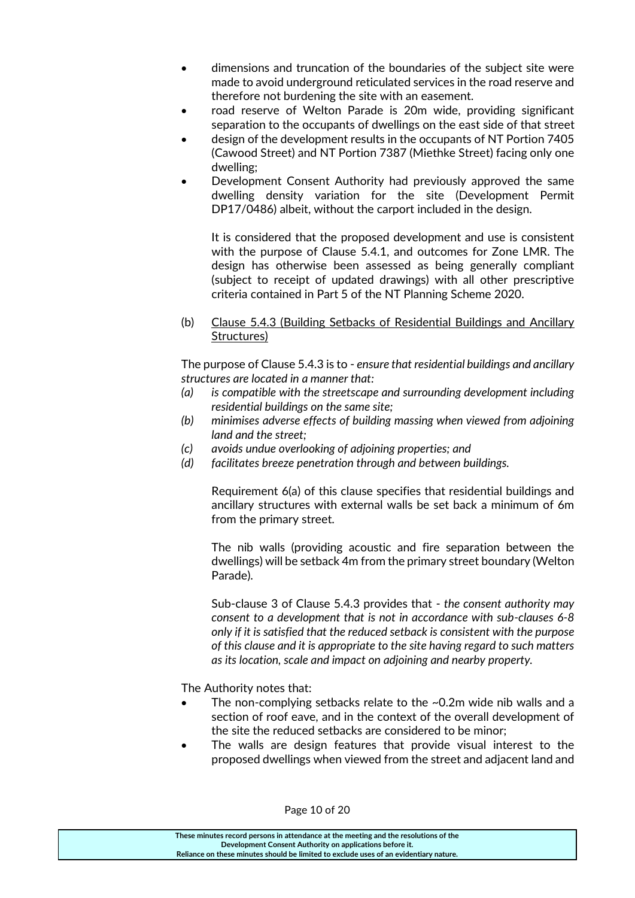- dimensions and truncation of the boundaries of the subject site were made to avoid underground reticulated services in the road reserve and therefore not burdening the site with an easement.
- road reserve of Welton Parade is 20m wide, providing significant separation to the occupants of dwellings on the east side of that street
- design of the development results in the occupants of NT Portion 7405 (Cawood Street) and NT Portion 7387 (Miethke Street) facing only one dwelling;
- Development Consent Authority had previously approved the same dwelling density variation for the site (Development Permit DP17/0486) albeit, without the carport included in the design.

  It is considered that the proposed development and use is consistent with the purpose of Clause 5.4.1, and outcomes for Zone LMR. The design has otherwise been assessed as being generally compliant (subject to receipt of updated drawings) with all other prescriptive criteria contained in Part 5 of the NT Planning Scheme 2020.

(b) Clause 5.4.3 (Building Setbacks of Residential Buildings and Ancillary Structures)

The purpose of Clause 5.4.3 is to - *ensure that residential buildings and ancillary structures are located in a manner that:*

*(a) is compatible with the streetscape and surrounding development including residential buildings on the same site;*

*(b) minimises adverse effects of building massing when viewed from adjoining land and the street;*

*(c) avoids undue overlooking of adjoining properties; and*

*(d) facilitates breeze penetration through and between buildings.*

Requirement 6(a) of this clause specifies that residential buildings and ancillary structures with external walls be set back a minimum of 6m from the primary street.

The nib walls (providing acoustic and fire separation between the dwellings) will be setback 4m from the primary street boundary (Welton Parade).

Sub-clause 3 of Clause 5.4.3 provides that - *the consent authority may consent to a development that is not in accordance with sub-clauses 6-8 only if it is satisfied that the reduced setback is consistent with the purpose of this clause and it is appropriate to the site having regard to such matters as its location, scale and impact on adjoining and nearby property.*

The Authority notes that:

- The non-complying setbacks relate to the ~0.2m wide nib walls and a section of roof eave, and in the context of the overall development of the site the reduced setbacks are considered to be minor;
- The walls are design features that provide visual interest to the proposed dwellings when viewed from the street and adjacent land and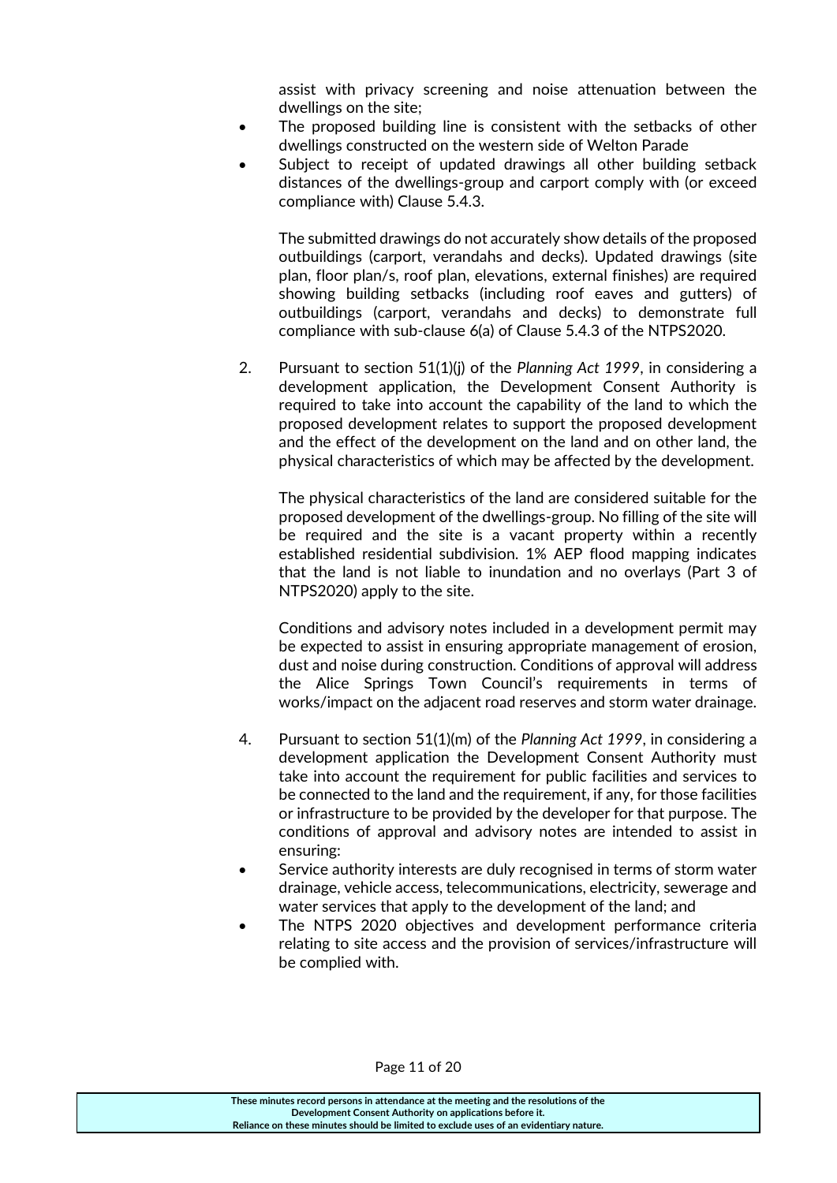assist with privacy screening and noise attenuation between the dwellings on the site;

- The proposed building line is consistent with the setbacks of other dwellings constructed on the western side of Welton Parade
- Subject to receipt of updated drawings all other building setback distances of the dwellings-group and carport comply with (or exceed compliance with) Clause 5.4.3.

The submitted drawings do not accurately show details of the proposed outbuildings (carport, verandahs and decks). Updated drawings (site plan, floor plan/s, roof plan, elevations, external finishes) are required showing building setbacks (including roof eaves and gutters) of outbuildings (carport, verandahs and decks) to demonstrate full compliance with sub-clause 6(a) of Clause 5.4.3 of the NTPS2020.

2. Pursuant to section 51(1)(j) of the *Planning Act 1999*, in considering a development application, the Development Consent Authority is required to take into account the capability of the land to which the proposed development relates to support the proposed development and the effect of the development on the land and on other land, the physical characteristics of which may be affected by the development.

   The physical characteristics of the land are considered suitable for the proposed development of the dwellings-group. No filling of the site will be required and the site is a vacant property within a recently established residential subdivision. 1% AEP flood mapping indicates that the land is not liable to inundation and no overlays (Part 3 of NTPS2020) apply to the site.

   Conditions and advisory notes included in a development permit may be expected to assist in ensuring appropriate management of erosion, dust and noise during construction. Conditions of approval will address the Alice Springs Town Council's requirements in terms of works/impact on the adjacent road reserves and storm water drainage.

4. Pursuant to section 51(1)(m) of the *Planning Act 1999*, in considering a development application the Development Consent Authority must take into account the requirement for public facilities and services to be connected to the land and the requirement, if any, for those facilities or infrastructure to be provided by the developer for that purpose. The conditions of approval and advisory notes are intended to assist in ensuring:

- Service authority interests are duly recognised in terms of storm water drainage, vehicle access, telecommunications, electricity, sewerage and water services that apply to the development of the land; and
- The NTPS 2020 objectives and development performance criteria relating to site access and the provision of services/infrastructure will be complied with.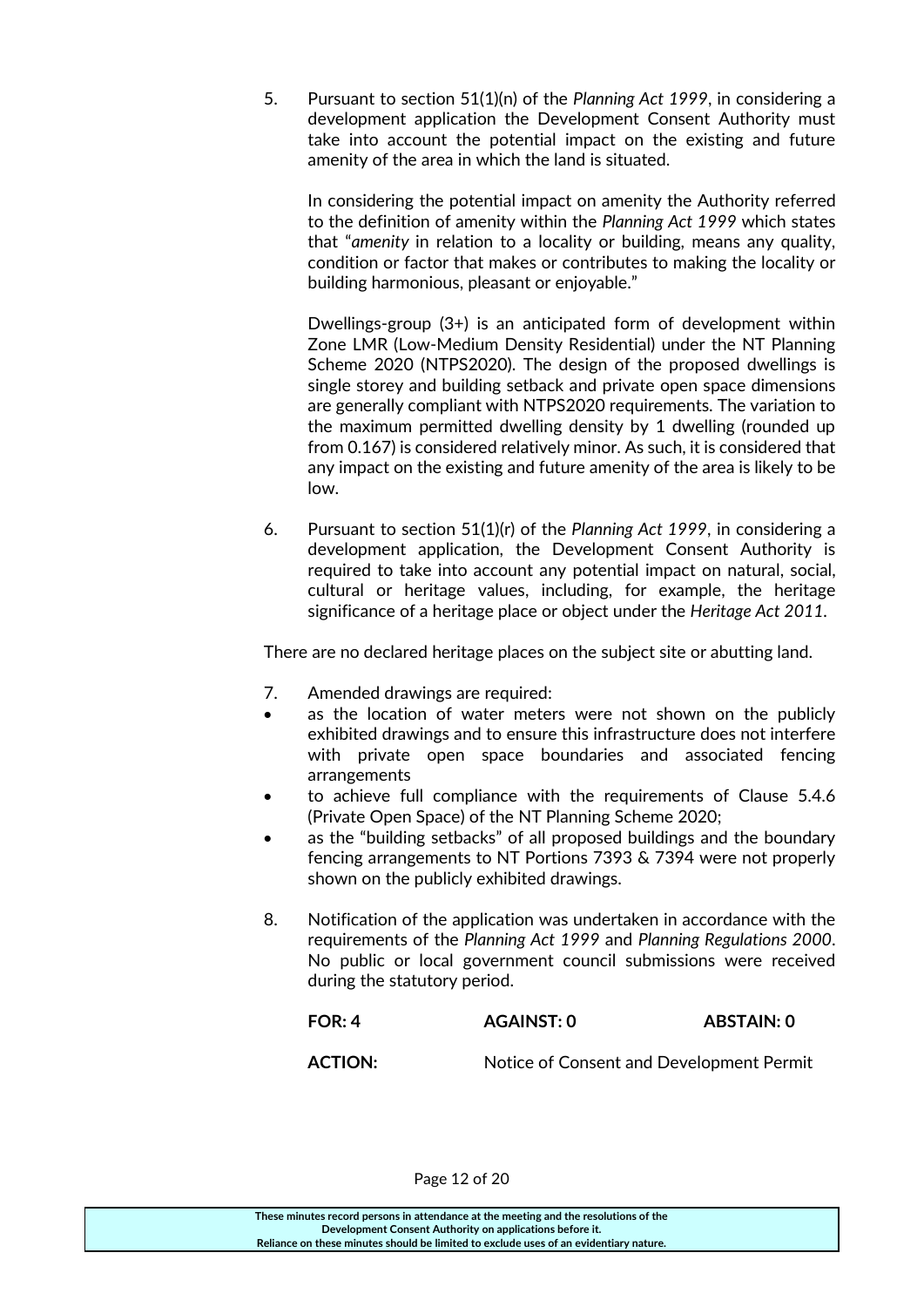5. Pursuant to section 51(1)(n) of the *Planning Act 1999*, in considering a development application the Development Consent Authority must take into account the potential impact on the existing and future amenity of the area in which the land is situated.

   In considering the potential impact on amenity the Authority referred to the definition of amenity within the *Planning Act 1999* which states that "*amenity* in relation to a locality or building, means any quality, condition or factor that makes or contributes to making the locality or building harmonious, pleasant or enjoyable."

   Dwellings-group (3+) is an anticipated form of development within Zone LMR (Low-Medium Density Residential) under the NT Planning Scheme 2020 (NTPS2020). The design of the proposed dwellings is single storey and building setback and private open space dimensions are generally compliant with NTPS2020 requirements. The variation to the maximum permitted dwelling density by 1 dwelling (rounded up from 0.167) is considered relatively minor. As such, it is considered that any impact on the existing and future amenity of the area is likely to be low.

6. Pursuant to section 51(1)(r) of the *Planning Act 1999*, in considering a development application, the Development Consent Authority is required to take into account any potential impact on natural, social, cultural or heritage values, including, for example, the heritage significance of a heritage place or object under the *Heritage Act 2011*.

There are no declared heritage places on the subject site or abutting land.

7. Amended drawings are required:
   - as the location of water meters were not shown on the publicly exhibited drawings and to ensure this infrastructure does not interfere with private open space boundaries and associated fencing arrangements
   - to achieve full compliance with the requirements of Clause 5.4.6 (Private Open Space) of the NT Planning Scheme 2020;
   - as the "building setbacks" of all proposed buildings and the boundary fencing arrangements to NT Portions 7393 & 7394 were not properly shown on the publicly exhibited drawings.

8. Notification of the application was undertaken in accordance with the requirements of the *Planning Act 1999* and *Planning Regulations 2000*. No public or local government council submissions were received during the statutory period.

**FOR: 4** **AGAINST: 0** **ABSTAIN: 0**

**ACTION:** Notice of Consent and Development Permit

These minutes record persons in attendance at the meeting and the resolutions of the Development Consent Authority on applications before it. Reliance on these minutes should be limited to exclude uses of an evidentiary nature.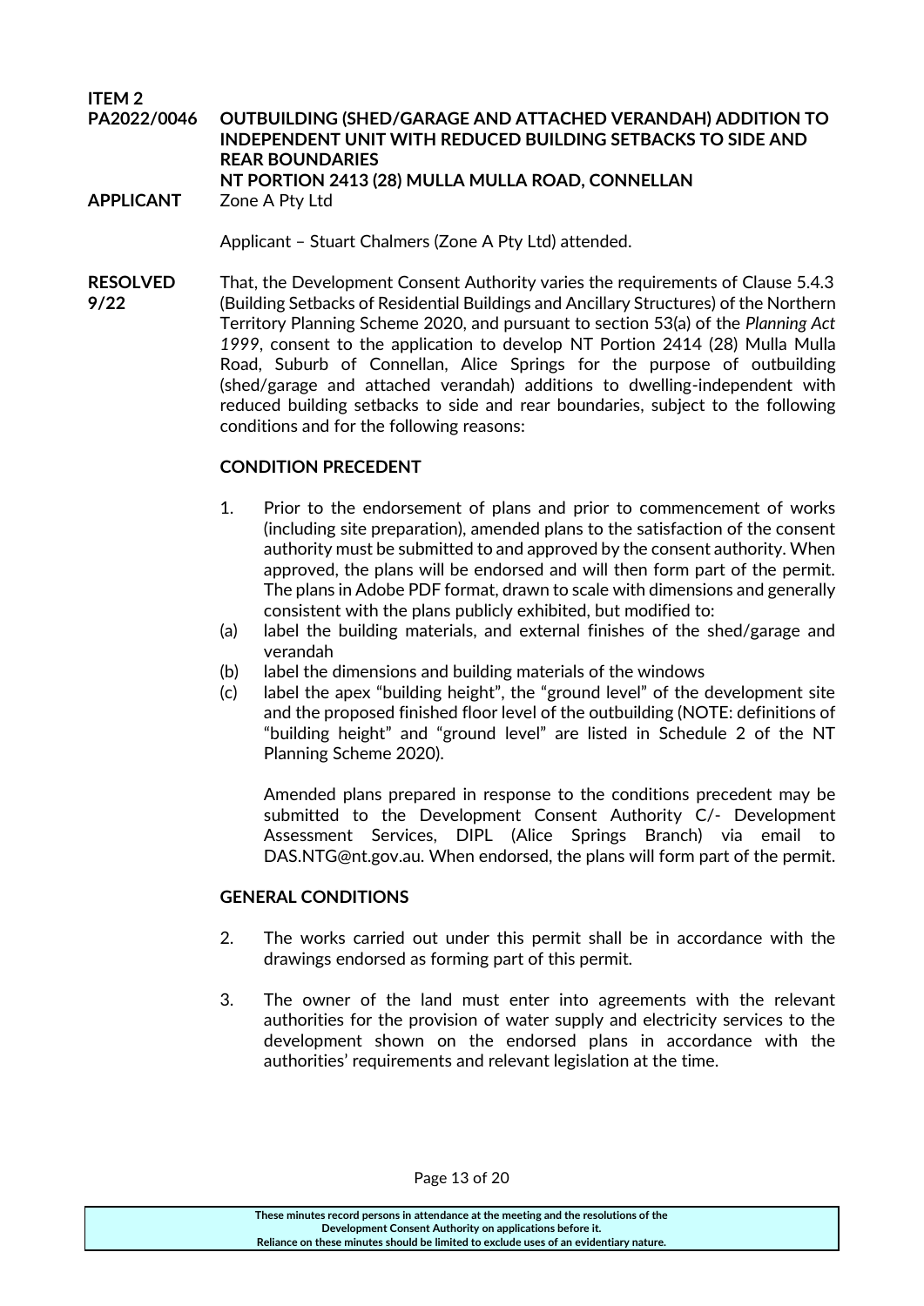**ITEM 2**

**PA2022/0046** **OUTBUILDING (SHED/GARAGE AND ATTACHED VERANDAH) ADDITION TO INDEPENDENT UNIT WITH REDUCED BUILDING SETBACKS TO SIDE AND REAR BOUNDARIES**
**NT PORTION 2413 (28) MULLA MULLA ROAD, CONNELLAN**

**APPLICANT** Zone A Pty Ltd

Applicant – Stuart Chalmers (Zone A Pty Ltd) attended.

**RESOLVED 9/22**

That, the Development Consent Authority varies the requirements of Clause 5.4.3 (Building Setbacks of Residential Buildings and Ancillary Structures) of the Northern Territory Planning Scheme 2020, and pursuant to section 53(a) of the *Planning Act 1999*, consent to the application to develop NT Portion 2414 (28) Mulla Mulla Road, Suburb of Connellan, Alice Springs for the purpose of outbuilding (shed/garage and attached verandah) additions to dwelling-independent with reduced building setbacks to side and rear boundaries, subject to the following conditions and for the following reasons:

**CONDITION PRECEDENT**

1. Prior to the endorsement of plans and prior to commencement of works (including site preparation), amended plans to the satisfaction of the consent authority must be submitted to and approved by the consent authority. When approved, the plans will be endorsed and will then form part of the permit. The plans in Adobe PDF format, drawn to scale with dimensions and generally consistent with the plans publicly exhibited, but modified to:

(a) label the building materials, and external finishes of the shed/garage and verandah

(b) label the dimensions and building materials of the windows

(c) label the apex "building height", the "ground level" of the development site and the proposed finished floor level of the outbuilding (NOTE: definitions of "building height" and "ground level" are listed in Schedule 2 of the NT Planning Scheme 2020).

Amended plans prepared in response to the conditions precedent may be submitted to the Development Consent Authority C/- Development Assessment Services, DIPL (Alice Springs Branch) via email to DAS.NTG@nt.gov.au. When endorsed, the plans will form part of the permit.

**GENERAL CONDITIONS**

2. The works carried out under this permit shall be in accordance with the drawings endorsed as forming part of this permit.

3. The owner of the land must enter into agreements with the relevant authorities for the provision of water supply and electricity services to the development shown on the endorsed plans in accordance with the authorities' requirements and relevant legislation at the time.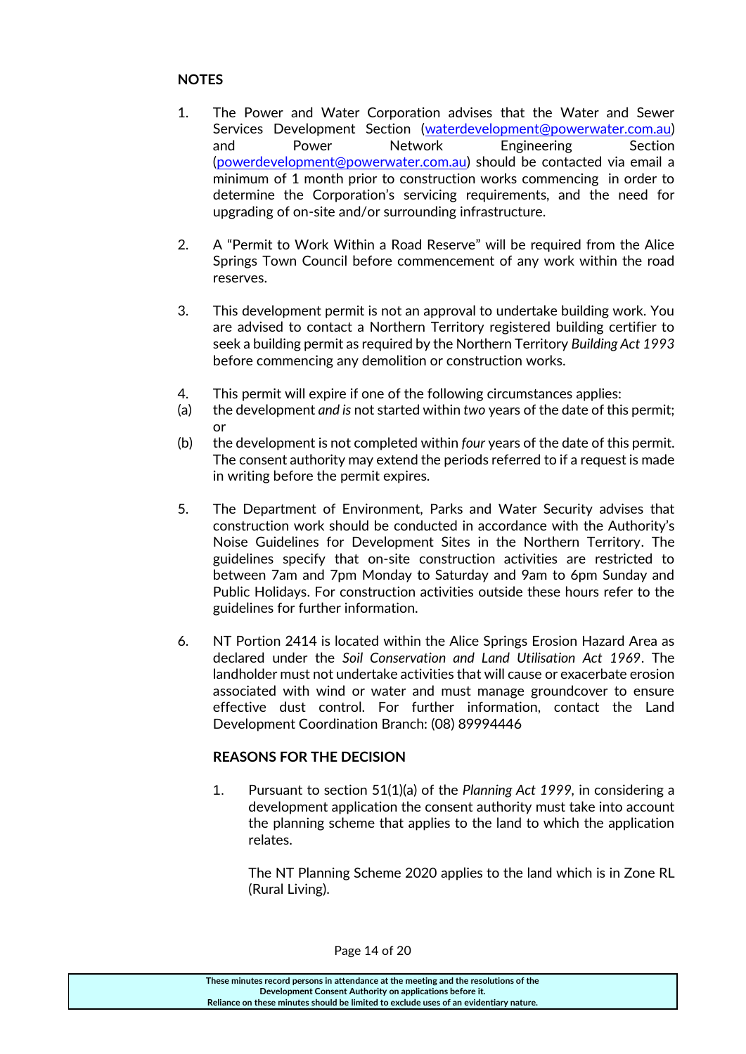**NOTES**

1. The Power and Water Corporation advises that the Water and Sewer Services Development Section (waterdevelopment@powerwater.com.au) and Power Network Engineering Section (powerdevelopment@powerwater.com.au) should be contacted via email a minimum of 1 month prior to construction works commencing in order to determine the Corporation's servicing requirements, and the need for upgrading of on-site and/or surrounding infrastructure.

2. A "Permit to Work Within a Road Reserve" will be required from the Alice Springs Town Council before commencement of any work within the road reserves.

3. This development permit is not an approval to undertake building work. You are advised to contact a Northern Territory registered building certifier to seek a building permit as required by the Northern Territory *Building Act 1993* before commencing any demolition or construction works.

4. This permit will expire if one of the following circumstances applies:
   (a) the development *and is* not started within *two* years of the date of this permit; or
   (b) the development is not completed within *four* years of the date of this permit.

   The consent authority may extend the periods referred to if a request is made in writing before the permit expires.

5. The Department of Environment, Parks and Water Security advises that construction work should be conducted in accordance with the Authority's Noise Guidelines for Development Sites in the Northern Territory. The guidelines specify that on-site construction activities are restricted to between 7am and 7pm Monday to Saturday and 9am to 6pm Sunday and Public Holidays. For construction activities outside these hours refer to the guidelines for further information.

6. NT Portion 2414 is located within the Alice Springs Erosion Hazard Area as declared under the *Soil Conservation and Land Utilisation Act 1969*. The landholder must not undertake activities that will cause or exacerbate erosion associated with wind or water and must manage groundcover to ensure effective dust control. For further information, contact the Land Development Coordination Branch: (08) 89994446

**REASONS FOR THE DECISION**

1. Pursuant to section 51(1)(a) of the *Planning Act 1999*, in considering a development application the consent authority must take into account the planning scheme that applies to the land to which the application relates.

   The NT Planning Scheme 2020 applies to the land which is in Zone RL (Rural Living).

These minutes record persons in attendance at the meeting and the resolutions of the Development Consent Authority on applications before it.
Reliance on these minutes should be limited to exclude uses of an evidentiary nature.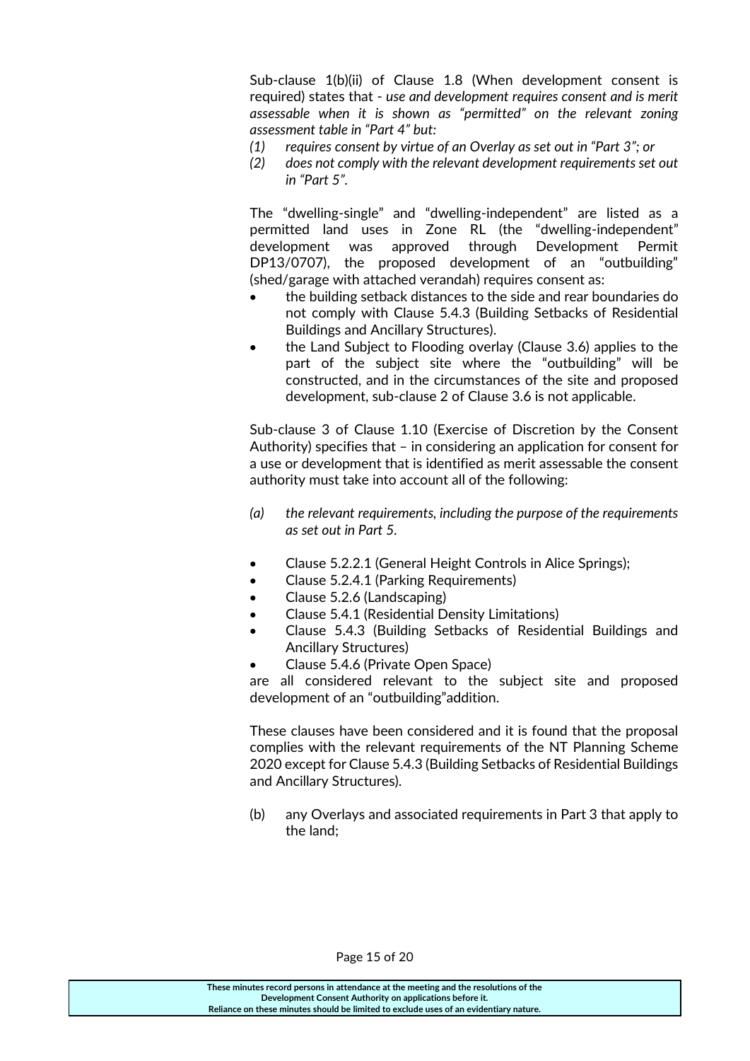Sub-clause 1(b)(ii) of Clause 1.8 (When development consent is required) states that - *use and development requires consent and is merit assessable when it is shown as "permitted" on the relevant zoning assessment table in "Part 4" but:*

*(1) requires consent by virtue of an Overlay as set out in "Part 3"; or*

*(2) does not comply with the relevant development requirements set out in "Part 5".*

The "dwelling-single" and "dwelling-independent" are listed as a permitted land uses in Zone RL (the "dwelling-independent" development was approved through Development Permit DP13/0707), the proposed development of an "outbuilding" (shed/garage with attached verandah) requires consent as:

- the building setback distances to the side and rear boundaries do not comply with Clause 5.4.3 (Building Setbacks of Residential Buildings and Ancillary Structures).
- the Land Subject to Flooding overlay (Clause 3.6) applies to the part of the subject site where the "outbuilding" will be constructed, and in the circumstances of the site and proposed development, sub-clause 2 of Clause 3.6 is not applicable.

Sub-clause 3 of Clause 1.10 (Exercise of Discretion by the Consent Authority) specifies that – in considering an application for consent for a use or development that is identified as merit assessable the consent authority must take into account all of the following:

*(a) the relevant requirements, including the purpose of the requirements as set out in Part 5.*

- Clause 5.2.2.1 (General Height Controls in Alice Springs);
- Clause 5.2.4.1 (Parking Requirements)
- Clause 5.2.6 (Landscaping)
- Clause 5.4.1 (Residential Density Limitations)
- Clause 5.4.3 (Building Setbacks of Residential Buildings and Ancillary Structures)
- Clause 5.4.6 (Private Open Space)

are all considered relevant to the subject site and proposed development of an "outbuilding"addition.

These clauses have been considered and it is found that the proposal complies with the relevant requirements of the NT Planning Scheme 2020 except for Clause 5.4.3 (Building Setbacks of Residential Buildings and Ancillary Structures).

(b) any Overlays and associated requirements in Part 3 that apply to the land;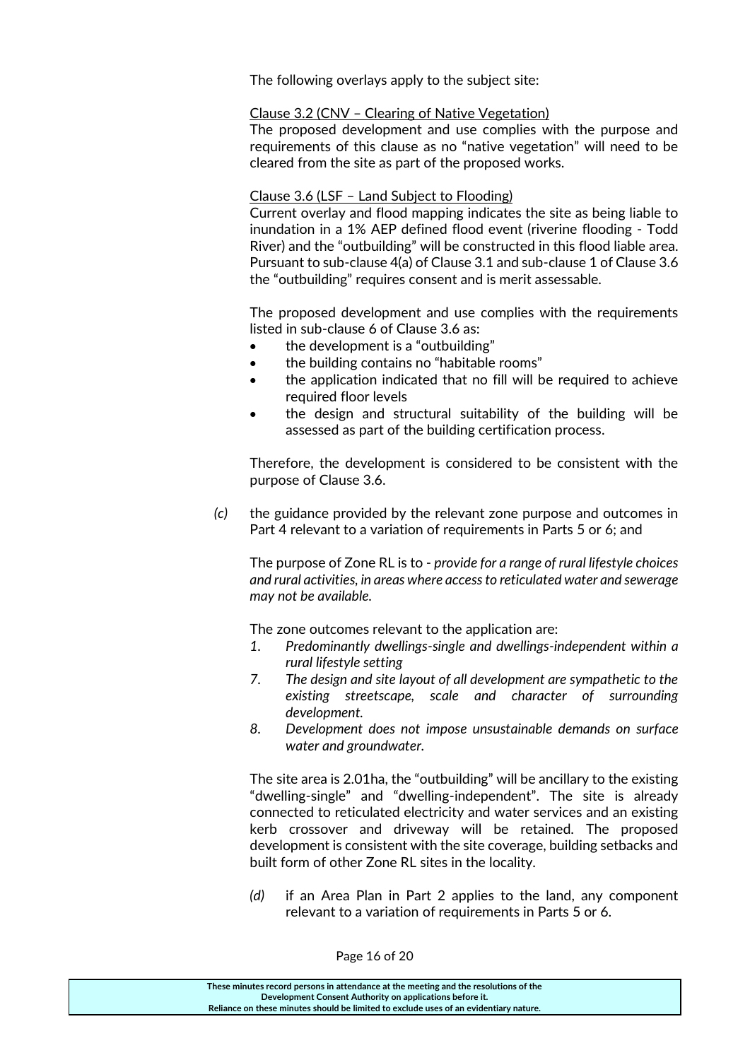The following overlays apply to the subject site:

Clause 3.2 (CNV – Clearing of Native Vegetation)
The proposed development and use complies with the purpose and requirements of this clause as no “native vegetation” will need to be cleared from the site as part of the proposed works.

Clause 3.6 (LSF – Land Subject to Flooding)
Current overlay and flood mapping indicates the site as being liable to inundation in a 1% AEP defined flood event (riverine flooding - Todd River) and the “outbuilding” will be constructed in this flood liable area. Pursuant to sub-clause 4(a) of Clause 3.1 and sub-clause 1 of Clause 3.6 the “outbuilding” requires consent and is merit assessable.

The proposed development and use complies with the requirements listed in sub-clause 6 of Clause 3.6 as:

- the development is a “outbuilding”
- the building contains no “habitable rooms”
- the application indicated that no fill will be required to achieve required floor levels
- the design and structural suitability of the building will be assessed as part of the building certification process.

Therefore, the development is considered to be consistent with the purpose of Clause 3.6.

*(c)* the guidance provided by the relevant zone purpose and outcomes in Part 4 relevant to a variation of requirements in Parts 5 or 6; and

The purpose of Zone RL is to - *provide for a range of rural lifestyle choices and rural activities, in areas where access to reticulated water and sewerage may not be available.*

The zone outcomes relevant to the application are:

1. *Predominantly dwellings-single and dwellings-independent within a rural lifestyle setting*
7. *The design and site layout of all development are sympathetic to the existing streetscape, scale and character of surrounding development.*
8. *Development does not impose unsustainable demands on surface water and groundwater.*

The site area is 2.01ha, the “outbuilding” will be ancillary to the existing “dwelling-single” and “dwelling-independent”. The site is already connected to reticulated electricity and water services and an existing kerb crossover and driveway will be retained. The proposed development is consistent with the site coverage, building setbacks and built form of other Zone RL sites in the locality.

*(d)* if an Area Plan in Part 2 applies to the land, any component relevant to a variation of requirements in Parts 5 or 6.

**These minutes record persons in attendance at the meeting and the resolutions of the Development Consent Authority on applications before it. Reliance on these minutes should be limited to exclude uses of an evidentiary nature.**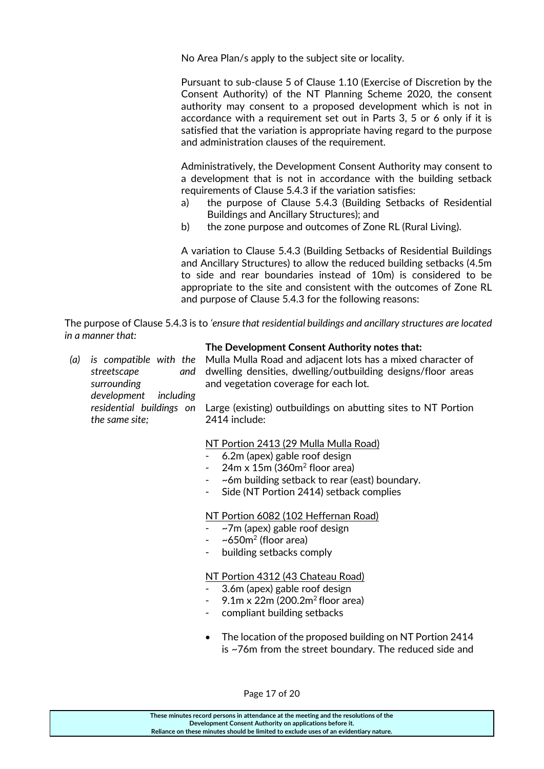No Area Plan/s apply to the subject site or locality.

Pursuant to sub-clause 5 of Clause 1.10 (Exercise of Discretion by the Consent Authority) of the NT Planning Scheme 2020, the consent authority may consent to a proposed development which is not in accordance with a requirement set out in Parts 3, 5 or 6 only if it is satisfied that the variation is appropriate having regard to the purpose and administration clauses of the requirement.

Administratively, the Development Consent Authority may consent to a development that is not in accordance with the building setback requirements of Clause 5.4.3 if the variation satisfies:

a) the purpose of Clause 5.4.3 (Building Setbacks of Residential Buildings and Ancillary Structures); and
b) the zone purpose and outcomes of Zone RL (Rural Living).

A variation to Clause 5.4.3 (Building Setbacks of Residential Buildings and Ancillary Structures) to allow the reduced building setbacks (4.5m to side and rear boundaries instead of 10m) is considered to be appropriate to the site and consistent with the outcomes of Zone RL and purpose of Clause 5.4.3 for the following reasons:

The purpose of Clause 5.4.3 is to *'ensure that residential buildings and ancillary structures are located in a manner that:*

*(a) is compatible with the streetscape and surrounding development including residential buildings on the same site;*

**The Development Consent Authority notes that:**

Mulla Mulla Road and adjacent lots has a mixed character of dwelling densities, dwelling/outbuilding designs/floor areas and vegetation coverage for each lot.

Large (existing) outbuildings on abutting sites to NT Portion 2414 include:

<u>NT Portion 2413 (29 Mulla Mulla Road)</u>

- 6.2m (apex) gable roof design
- 24m x 15m (360m$^2$ floor area)
- ~6m building setback to rear (east) boundary.
- Side (NT Portion 2414) setback complies

<u>NT Portion 6082 (102 Heffernan Road)</u>

- ~7m (apex) gable roof design
- ~650m$^2$ (floor area)
- building setbacks comply

<u>NT Portion 4312 (43 Chateau Road)</u>

- 3.6m (apex) gable roof design
- 9.1m x 22m (200.2m$^2$ floor area)
- compliant building setbacks

- The location of the proposed building on NT Portion 2414 is ~76m from the street boundary. The reduced side and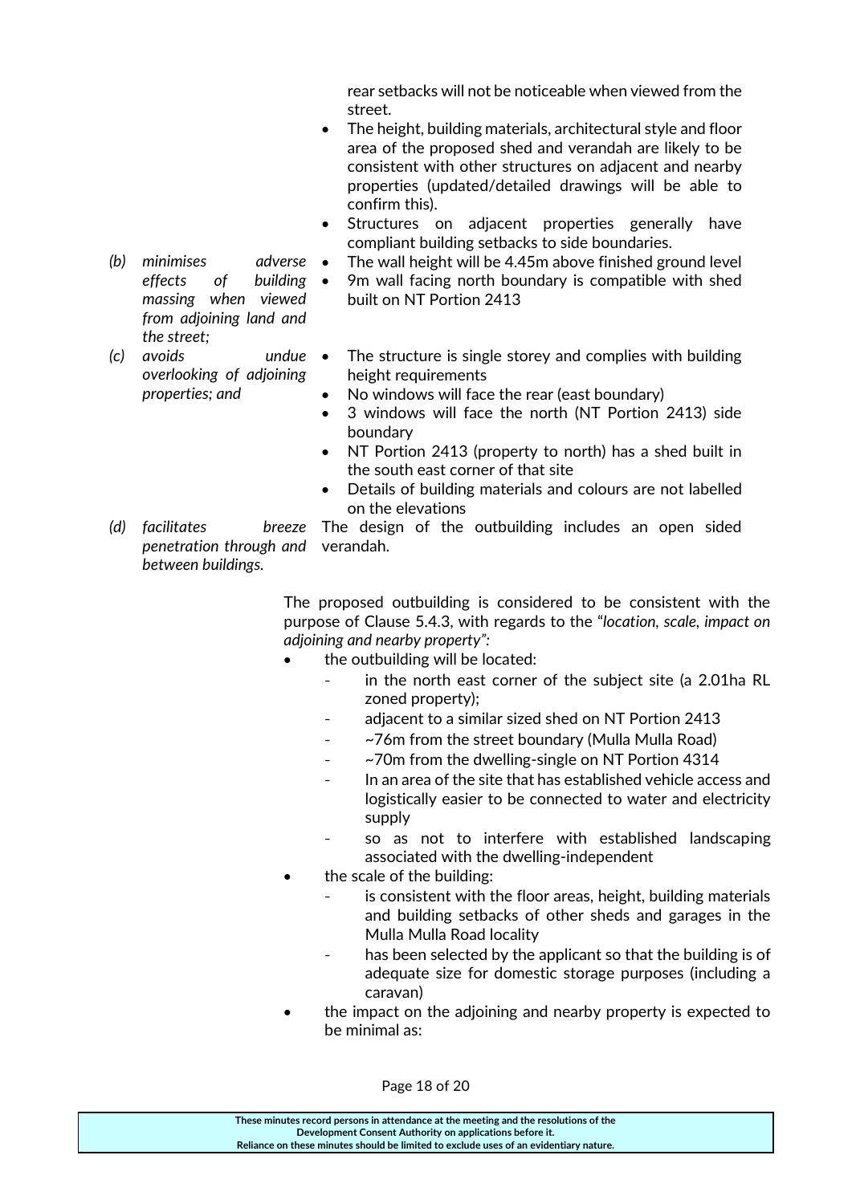| | |
|---|---|
| | rear setbacks will not be noticeable when viewed from the street.<br>• The height, building materials, architectural style and floor area of the proposed shed and verandah are likely to be consistent with other structures on adjacent and nearby properties (updated/detailed drawings will be able to confirm this).<br>• Structures on adjacent properties generally have compliant building setbacks to side boundaries. |
| *(b) minimises adverse effects of building massing when viewed from adjoining land and the street;* | • The wall height will be 4.45m above finished ground level<br>• 9m wall facing north boundary is compatible with shed built on NT Portion 2413 |
| *(c) avoids undue overlooking of adjoining properties; and* | • The structure is single storey and complies with building height requirements<br>• No windows will face the rear (east boundary)<br>• 3 windows will face the north (NT Portion 2413) side boundary<br>• NT Portion 2413 (property to north) has a shed built in the south east corner of that site<br>• Details of building materials and colours are not labelled on the elevations |
| *(d) facilitates breeze penetration through and between buildings.* | The design of the outbuilding includes an open sided verandah. |

The proposed outbuilding is considered to be consistent with the purpose of Clause 5.4.3, with regards to the *"location, scale, impact on adjoining and nearby property"*:

- the outbuilding will be located:
  - in the north east corner of the subject site (a 2.01ha RL zoned property);
  - adjacent to a similar sized shed on NT Portion 2413
  - ~76m from the street boundary (Mulla Mulla Road)
  - ~70m from the dwelling-single on NT Portion 4314
  - In an area of the site that has established vehicle access and logistically easier to be connected to water and electricity supply
  - so as not to interfere with established landscaping associated with the dwelling-independent
- the scale of the building:
  - is consistent with the floor areas, height, building materials and building setbacks of other sheds and garages in the Mulla Mulla Road locality
  - has been selected by the applicant so that the building is of adequate size for domestic storage purposes (including a caravan)
- the impact on the adjoining and nearby property is expected to be minimal as: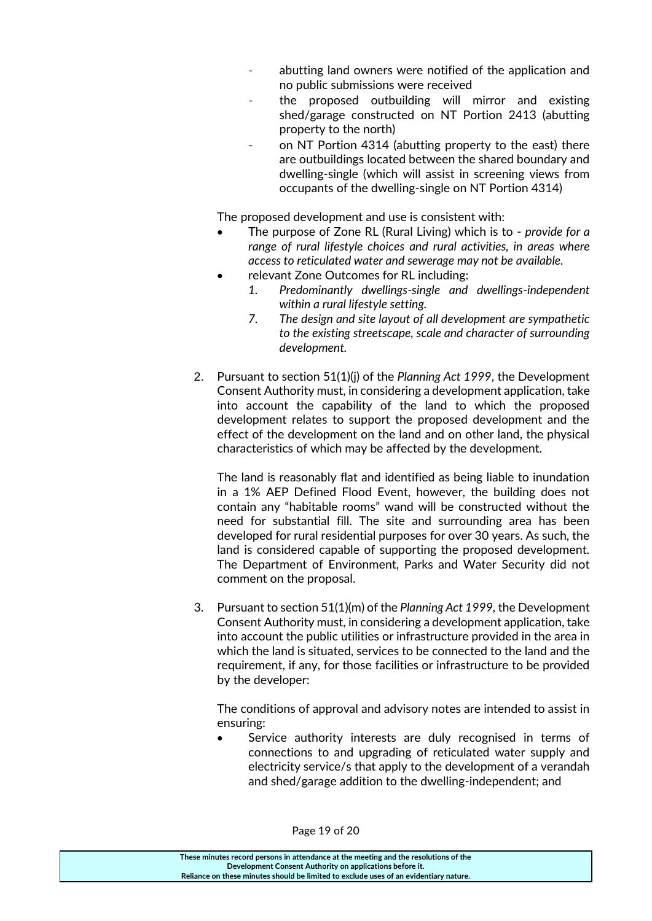- abutting land owners were notified of the application and no public submissions were received
- the proposed outbuilding will mirror and existing shed/garage constructed on NT Portion 2413 (abutting property to the north)
- on NT Portion 4314 (abutting property to the east) there are outbuildings located between the shared boundary and dwelling-single (which will assist in screening views from occupants of the dwelling-single on NT Portion 4314)

The proposed development and use is consistent with:

- The purpose of Zone RL (Rural Living) which is to - *provide for a range of rural lifestyle choices and rural activities, in areas where access to reticulated water and sewerage may not be available.*
- relevant Zone Outcomes for RL including:
  1. *Predominantly dwellings-single and dwellings-independent within a rural lifestyle setting.*
  7. *The design and site layout of all development are sympathetic to the existing streetscape, scale and character of surrounding development.*

2. Pursuant to section 51(1)(j) of the *Planning Act 1999*, the Development Consent Authority must, in considering a development application, take into account the capability of the land to which the proposed development relates to support the proposed development and the effect of the development on the land and on other land, the physical characteristics of which may be affected by the development.

   The land is reasonably flat and identified as being liable to inundation in a 1% AEP Defined Flood Event, however, the building does not contain any "habitable rooms" wand will be constructed without the need for substantial fill. The site and surrounding area has been developed for rural residential purposes for over 30 years. As such, the land is considered capable of supporting the proposed development. The Department of Environment, Parks and Water Security did not comment on the proposal.

3. Pursuant to section 51(1)(m) of the *Planning Act 1999*, the Development Consent Authority must, in considering a development application, take into account the public utilities or infrastructure provided in the area in which the land is situated, services to be connected to the land and the requirement, if any, for those facilities or infrastructure to be provided by the developer:

   The conditions of approval and advisory notes are intended to assist in ensuring:

   - Service authority interests are duly recognised in terms of connections to and upgrading of reticulated water supply and electricity service/s that apply to the development of a verandah and shed/garage addition to the dwelling-independent; and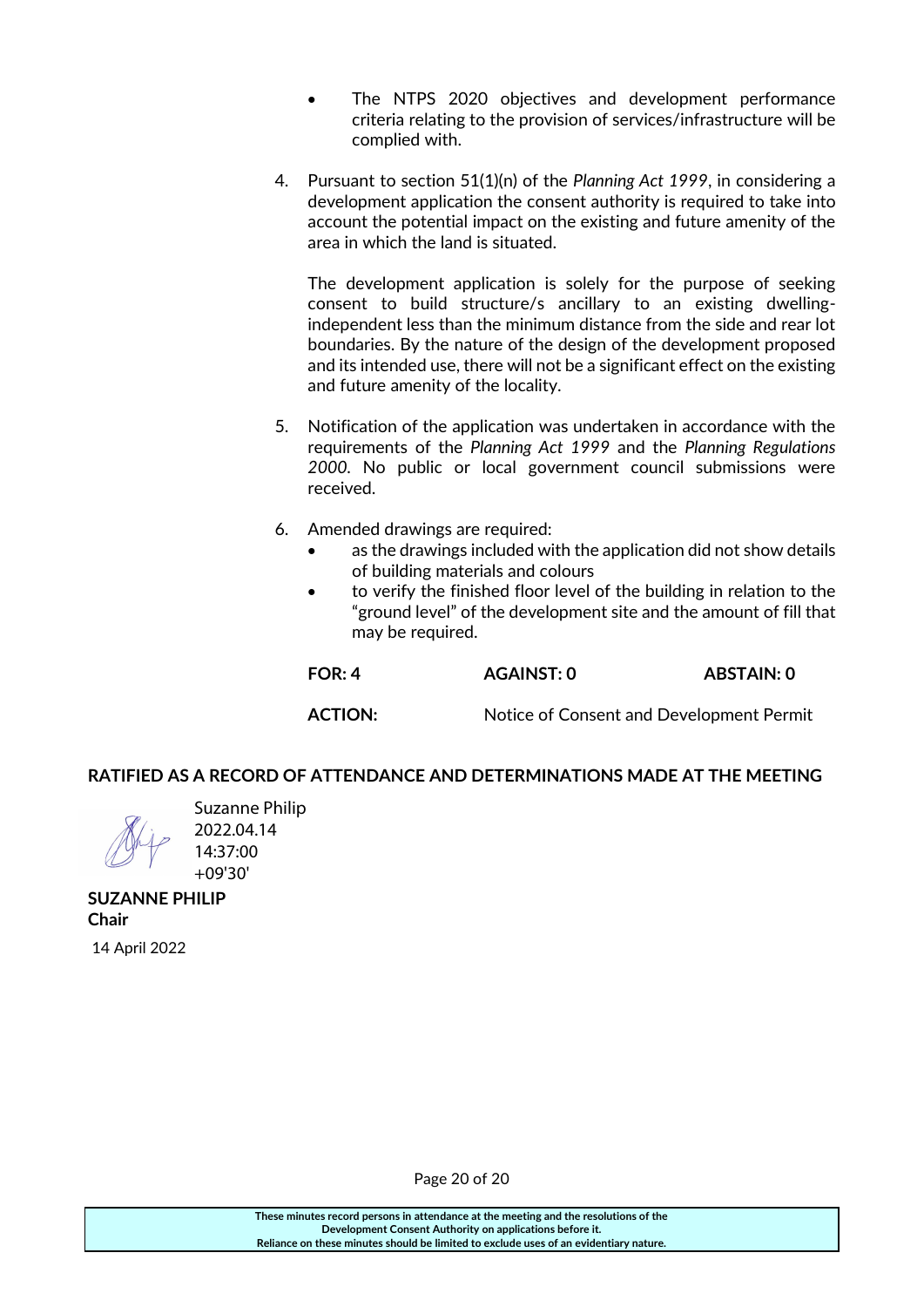- The NTPS 2020 objectives and development performance criteria relating to the provision of services/infrastructure will be complied with.

4. Pursuant to section 51(1)(n) of the *Planning Act 1999*, in considering a development application the consent authority is required to take into account the potential impact on the existing and future amenity of the area in which the land is situated.

   The development application is solely for the purpose of seeking consent to build structure/s ancillary to an existing dwelling-independent less than the minimum distance from the side and rear lot boundaries. By the nature of the design of the development proposed and its intended use, there will not be a significant effect on the existing and future amenity of the locality.

5. Notification of the application was undertaken in accordance with the requirements of the *Planning Act 1999* and the *Planning Regulations 2000*. No public or local government council submissions were received.

6. Amended drawings are required:
   - as the drawings included with the application did not show details of building materials and colours
   - to verify the finished floor level of the building in relation to the "ground level" of the development site and the amount of fill that may be required.

**FOR: 4** **AGAINST: 0** **ABSTAIN: 0**

**ACTION:** Notice of Consent and Development Permit

**RATIFIED AS A RECORD OF ATTENDANCE AND DETERMINATIONS MADE AT THE MEETING**

Suzanne Philip
2022.04.14
14:37:00
+09'30'

**SUZANNE PHILIP**
**Chair**

14 April 2022

These minutes record persons in attendance at the meeting and the resolutions of the Development Consent Authority on applications before it.
Reliance on these minutes should be limited to exclude uses of an evidentiary nature.